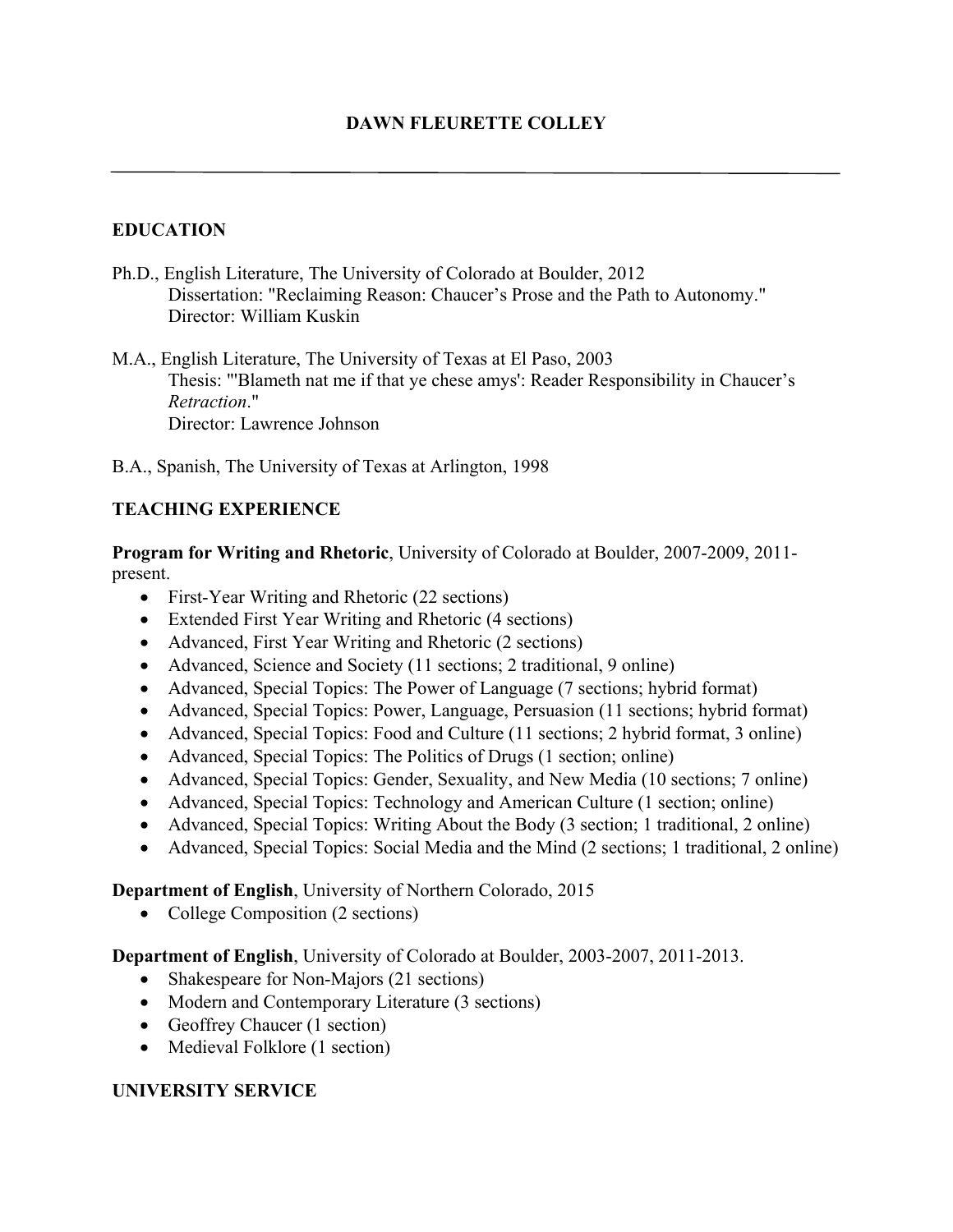# DAWN FLEURETTE COLLEY

---

## EDUCATION

Ph.D., English Literature, The University of Colorado at Boulder, 2012
Dissertation: "Reclaiming Reason: Chaucer's Prose and the Path to Autonomy."
Director: William Kuskin

M.A., English Literature, The University of Texas at El Paso, 2003
Thesis: "'Blameth nat me if that ye chese amys': Reader Responsibility in Chaucer's *Retraction*."
Director: Lawrence Johnson

B.A., Spanish, The University of Texas at Arlington, 1998

## TEACHING EXPERIENCE

**Program for Writing and Rhetoric**, University of Colorado at Boulder, 2007-2009, 2011-present.

- First-Year Writing and Rhetoric (22 sections)
- Extended First Year Writing and Rhetoric (4 sections)
- Advanced, First Year Writing and Rhetoric (2 sections)
- Advanced, Science and Society (11 sections; 2 traditional, 9 online)
- Advanced, Special Topics: The Power of Language (7 sections; hybrid format)
- Advanced, Special Topics: Power, Language, Persuasion (11 sections; hybrid format)
- Advanced, Special Topics: Food and Culture (11 sections; 2 hybrid format, 3 online)
- Advanced, Special Topics: The Politics of Drugs (1 section; online)
- Advanced, Special Topics: Gender, Sexuality, and New Media (10 sections; 7 online)
- Advanced, Special Topics: Technology and American Culture (1 section; online)
- Advanced, Special Topics: Writing About the Body (3 section; 1 traditional, 2 online)
- Advanced, Special Topics: Social Media and the Mind (2 sections; 1 traditional, 2 online)

**Department of English**, University of Northern Colorado, 2015

- College Composition (2 sections)

**Department of English**, University of Colorado at Boulder, 2003-2007, 2011-2013.

- Shakespeare for Non-Majors (21 sections)
- Modern and Contemporary Literature (3 sections)
- Geoffrey Chaucer (1 section)
- Medieval Folklore (1 section)

## UNIVERSITY SERVICE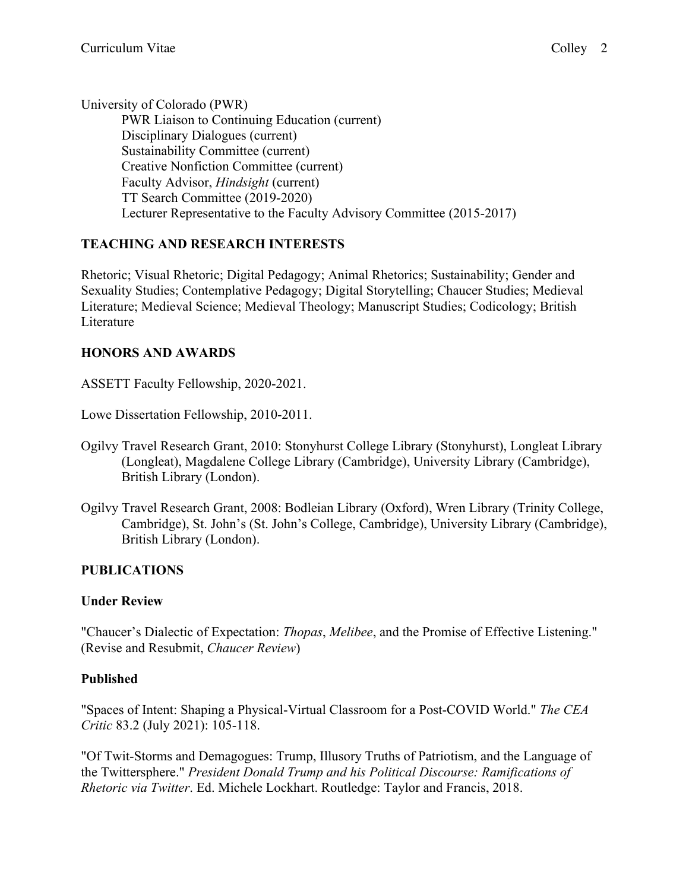University of Colorado (PWR)

PWR Liaison to Continuing Education (current)
Disciplinary Dialogues (current)
Sustainability Committee (current)
Creative Nonfiction Committee (current)
Faculty Advisor, *Hindsight* (current)
TT Search Committee (2019-2020)
Lecturer Representative to the Faculty Advisory Committee (2015-2017)

## TEACHING AND RESEARCH INTERESTS

Rhetoric; Visual Rhetoric; Digital Pedagogy; Animal Rhetorics; Sustainability; Gender and Sexuality Studies; Contemplative Pedagogy; Digital Storytelling; Chaucer Studies; Medieval Literature; Medieval Science; Medieval Theology; Manuscript Studies; Codicology; British Literature

## HONORS AND AWARDS

ASSETT Faculty Fellowship, 2020-2021.

Lowe Dissertation Fellowship, 2010-2011.

Ogilvy Travel Research Grant, 2010: Stonyhurst College Library (Stonyhurst), Longleat Library (Longleat), Magdalene College Library (Cambridge), University Library (Cambridge), British Library (London).

Ogilvy Travel Research Grant, 2008: Bodleian Library (Oxford), Wren Library (Trinity College, Cambridge), St. John's (St. John's College, Cambridge), University Library (Cambridge), British Library (London).

## PUBLICATIONS

### Under Review

"Chaucer's Dialectic of Expectation: *Thopas*, *Melibee*, and the Promise of Effective Listening." (Revise and Resubmit, *Chaucer Review*)

### Published

"Spaces of Intent: Shaping a Physical-Virtual Classroom for a Post-COVID World." *The CEA Critic* 83.2 (July 2021): 105-118.

"Of Twit-Storms and Demagogues: Trump, Illusory Truths of Patriotism, and the Language of the Twittersphere." *President Donald Trump and his Political Discourse: Ramifications of Rhetoric via Twitter*. Ed. Michele Lockhart. Routledge: Taylor and Francis, 2018.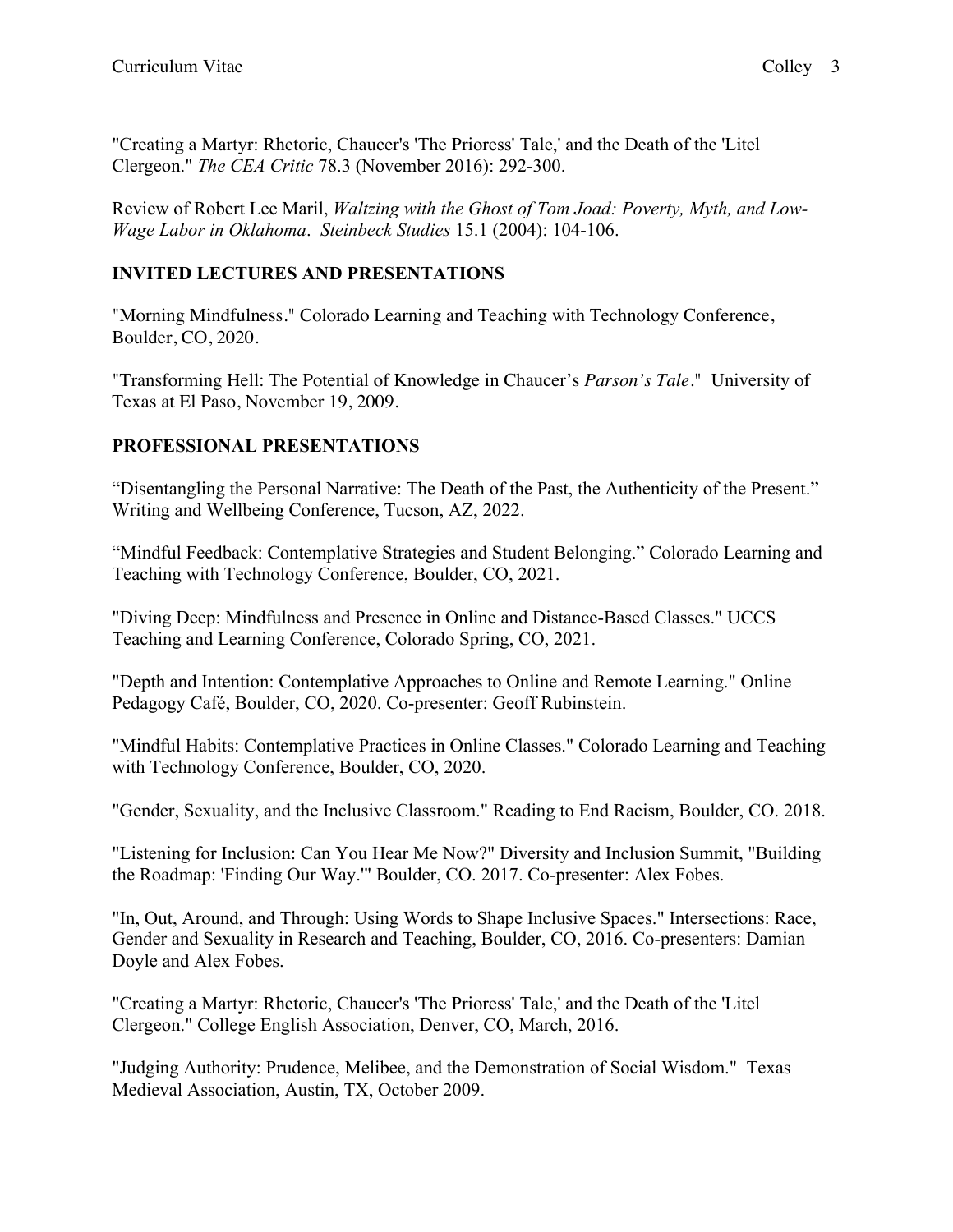"Creating a Martyr: Rhetoric, Chaucer's 'The Prioress' Tale,' and the Death of the 'Litel Clergeon." *The CEA Critic* 78.3 (November 2016): 292-300.

Review of Robert Lee Maril, *Waltzing with the Ghost of Tom Joad: Poverty, Myth, and Low-Wage Labor in Oklahoma*. *Steinbeck Studies* 15.1 (2004): 104-106.

## INVITED LECTURES AND PRESENTATIONS

"Morning Mindfulness." Colorado Learning and Teaching with Technology Conference, Boulder, CO, 2020.

"Transforming Hell: The Potential of Knowledge in Chaucer's *Parson's Tale*." University of Texas at El Paso, November 19, 2009.

## PROFESSIONAL PRESENTATIONS

"Disentangling the Personal Narrative: The Death of the Past, the Authenticity of the Present." Writing and Wellbeing Conference, Tucson, AZ, 2022.

"Mindful Feedback: Contemplative Strategies and Student Belonging." Colorado Learning and Teaching with Technology Conference, Boulder, CO, 2021.

"Diving Deep: Mindfulness and Presence in Online and Distance-Based Classes." UCCS Teaching and Learning Conference, Colorado Spring, CO, 2021.

"Depth and Intention: Contemplative Approaches to Online and Remote Learning." Online Pedagogy Café, Boulder, CO, 2020. Co-presenter: Geoff Rubinstein.

"Mindful Habits: Contemplative Practices in Online Classes." Colorado Learning and Teaching with Technology Conference, Boulder, CO, 2020.

"Gender, Sexuality, and the Inclusive Classroom." Reading to End Racism, Boulder, CO. 2018.

"Listening for Inclusion: Can You Hear Me Now?" Diversity and Inclusion Summit, "Building the Roadmap: 'Finding Our Way.'" Boulder, CO. 2017. Co-presenter: Alex Fobes.

"In, Out, Around, and Through: Using Words to Shape Inclusive Spaces." Intersections: Race, Gender and Sexuality in Research and Teaching, Boulder, CO, 2016. Co-presenters: Damian Doyle and Alex Fobes.

"Creating a Martyr: Rhetoric, Chaucer's 'The Prioress' Tale,' and the Death of the 'Litel Clergeon." College English Association, Denver, CO, March, 2016.

"Judging Authority: Prudence, Melibee, and the Demonstration of Social Wisdom." Texas Medieval Association, Austin, TX, October 2009.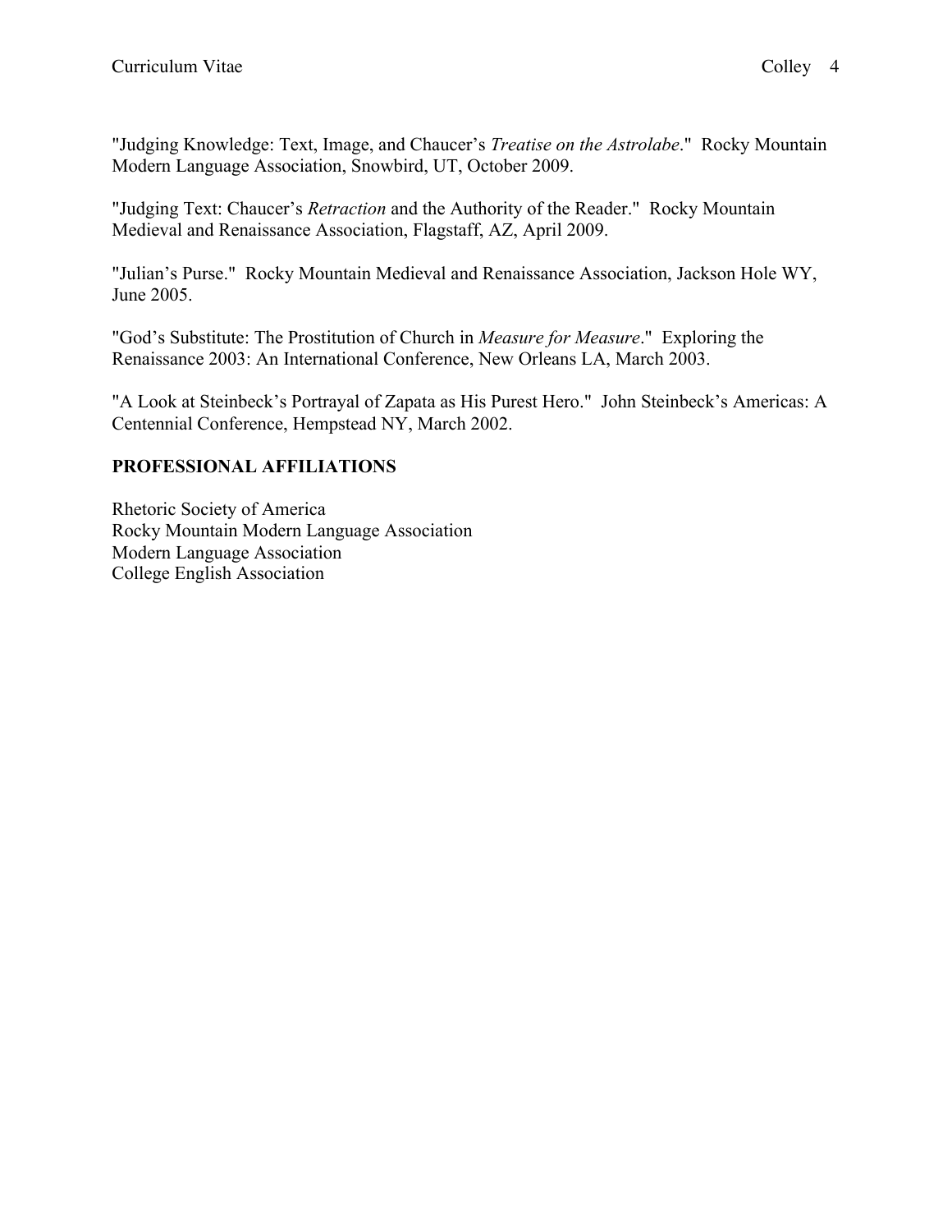"Judging Knowledge: Text, Image, and Chaucer's *Treatise on the Astrolabe*." Rocky Mountain Modern Language Association, Snowbird, UT, October 2009.

"Judging Text: Chaucer's *Retraction* and the Authority of the Reader." Rocky Mountain Medieval and Renaissance Association, Flagstaff, AZ, April 2009.

"Julian's Purse." Rocky Mountain Medieval and Renaissance Association, Jackson Hole WY, June 2005.

"God's Substitute: The Prostitution of Church in *Measure for Measure*." Exploring the Renaissance 2003: An International Conference, New Orleans LA, March 2003.

"A Look at Steinbeck's Portrayal of Zapata as His Purest Hero." John Steinbeck's Americas: A Centennial Conference, Hempstead NY, March 2002.

## PROFESSIONAL AFFILIATIONS

Rhetoric Society of America
Rocky Mountain Modern Language Association
Modern Language Association
College English Association